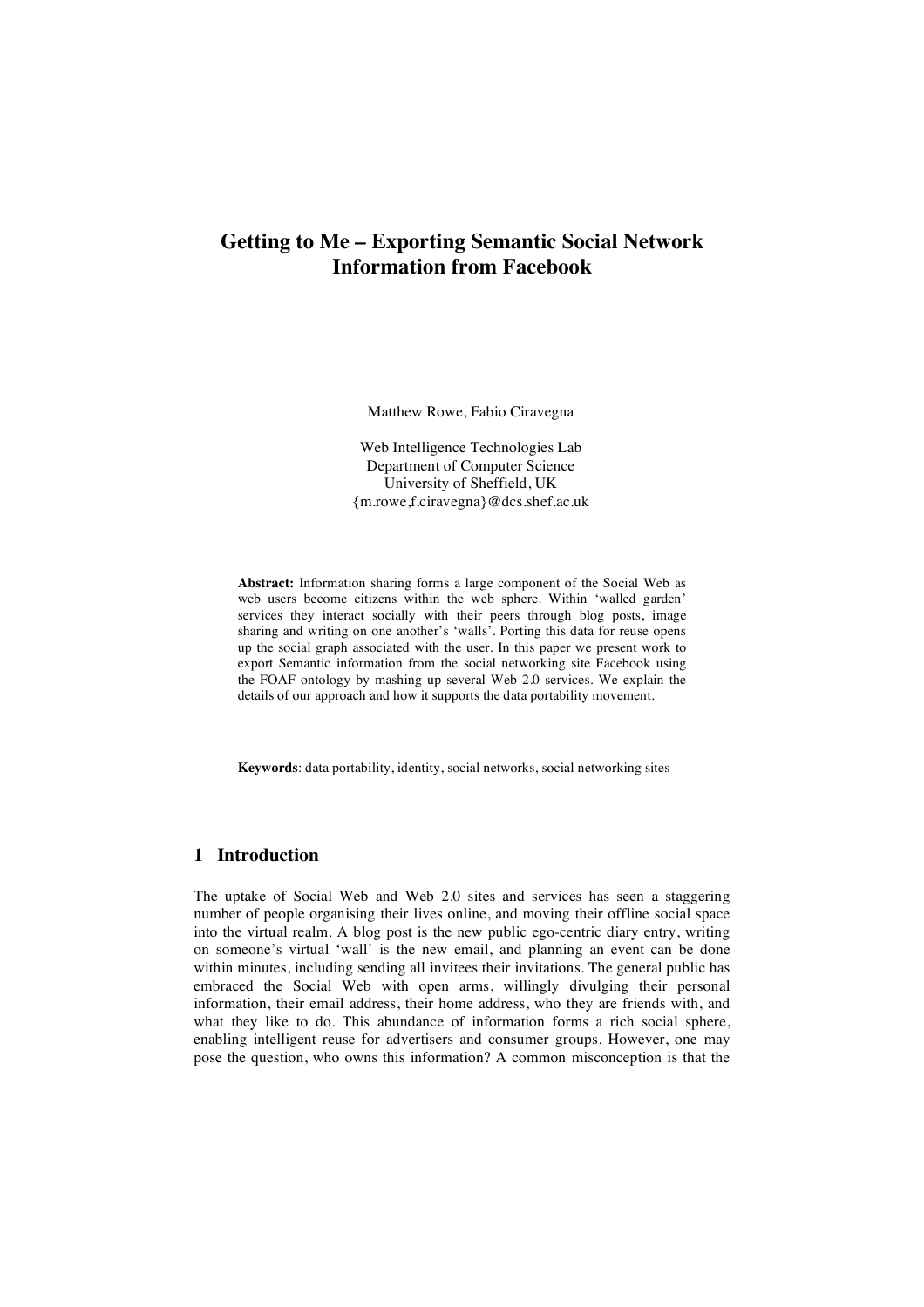# Getting to Me – Exporting Semantic Social Network Information from Facebook

Matthew Rowe, Fabio Ciravegna

Web Intelligence Technologies Lab
Department of Computer Science
University of Sheffield, UK
{m.rowe,f.ciravegna}@dcs.shef.ac.uk

**Abstract:** Information sharing forms a large component of the Social Web as web users become citizens within the web sphere. Within 'walled garden' services they interact socially with their peers through blog posts, image sharing and writing on one another's 'walls'. Porting this data for reuse opens up the social graph associated with the user. In this paper we present work to export Semantic information from the social networking site Facebook using the FOAF ontology by mashing up several Web 2.0 services. We explain the details of our approach and how it supports the data portability movement.

**Keywords**: data portability, identity, social networks, social networking sites

## 1 Introduction

The uptake of Social Web and Web 2.0 sites and services has seen a staggering number of people organising their lives online, and moving their offline social space into the virtual realm. A blog post is the new public ego-centric diary entry, writing on someone's virtual 'wall' is the new email, and planning an event can be done within minutes, including sending all invitees their invitations. The general public has embraced the Social Web with open arms, willingly divulging their personal information, their email address, their home address, who they are friends with, and what they like to do. This abundance of information forms a rich social sphere, enabling intelligent reuse for advertisers and consumer groups. However, one may pose the question, who owns this information? A common misconception is that the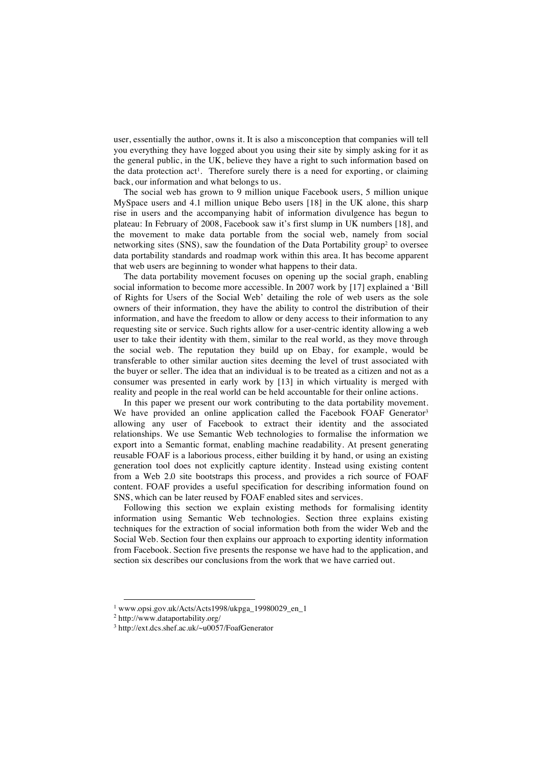user, essentially the author, owns it. It is also a misconception that companies will tell you everything they have logged about you using their site by simply asking for it as the general public, in the UK, believe they have a right to such information based on the data protection act[1]. Therefore surely there is a need for exporting, or claiming back, our information and what belongs to us.

The social web has grown to 9 million unique Facebook users, 5 million unique MySpace users and 4.1 million unique Bebo users [18] in the UK alone, this sharp rise in users and the accompanying habit of information divulgence has begun to plateau: In February of 2008, Facebook saw it's first slump in UK numbers [18], and the movement to make data portable from the social web, namely from social networking sites (SNS), saw the foundation of the Data Portability group[2] to oversee data portability standards and roadmap work within this area. It has become apparent that web users are beginning to wonder what happens to their data.

The data portability movement focuses on opening up the social graph, enabling social information to become more accessible. In 2007 work by [17] explained a 'Bill of Rights for Users of the Social Web' detailing the role of web users as the sole owners of their information, they have the ability to control the distribution of their information, and have the freedom to allow or deny access to their information to any requesting site or service. Such rights allow for a user-centric identity allowing a web user to take their identity with them, similar to the real world, as they move through the social web. The reputation they build up on Ebay, for example, would be transferable to other similar auction sites deeming the level of trust associated with the buyer or seller. The idea that an individual is to be treated as a citizen and not as a consumer was presented in early work by [13] in which virtuality is merged with reality and people in the real world can be held accountable for their online actions.

In this paper we present our work contributing to the data portability movement. We have provided an online application called the Facebook FOAF Generator[3] allowing any user of Facebook to extract their identity and the associated relationships. We use Semantic Web technologies to formalise the information we export into a Semantic format, enabling machine readability. At present generating reusable FOAF is a laborious process, either building it by hand, or using an existing generation tool does not explicitly capture identity. Instead using existing content from a Web 2.0 site bootstraps this process, and provides a rich source of FOAF content. FOAF provides a useful specification for describing information found on SNS, which can be later reused by FOAF enabled sites and services.

Following this section we explain existing methods for formalising identity information using Semantic Web technologies. Section three explains existing techniques for the extraction of social information both from the wider Web and the Social Web. Section four then explains our approach to exporting identity information from Facebook. Section five presents the response we have had to the application, and section six describes our conclusions from the work that we have carried out.

---

[1] www.opsi.gov.uk/Acts/Acts1998/ukpga_19980029_en_1

[2] http://www.dataportability.org/

[3] http://ext.dcs.shef.ac.uk/~u0057/FoafGenerator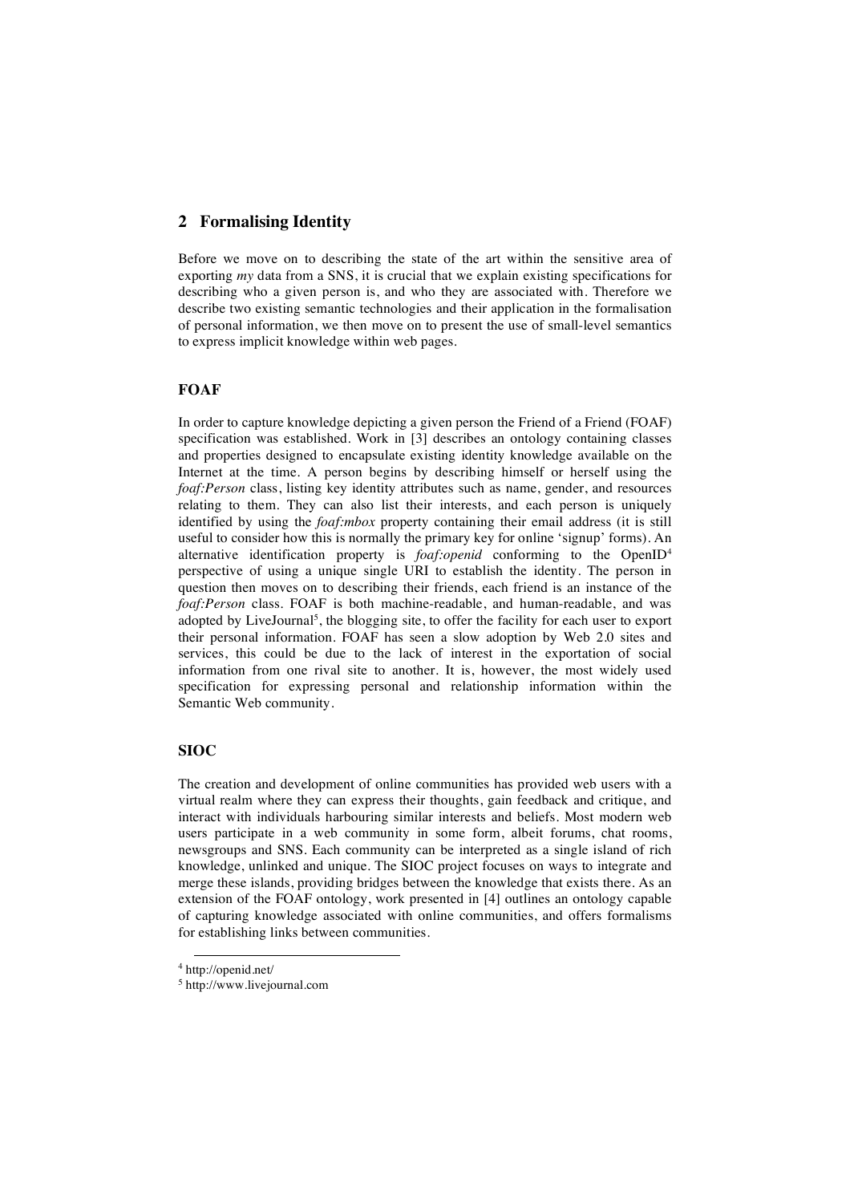## 2 Formalising Identity

Before we move on to describing the state of the art within the sensitive area of exporting *my* data from a SNS, it is crucial that we explain existing specifications for describing who a given person is, and who they are associated with. Therefore we describe two existing semantic technologies and their application in the formalisation of personal information, we then move on to present the use of small-level semantics to express implicit knowledge within web pages.

### FOAF

In order to capture knowledge depicting a given person the Friend of a Friend (FOAF) specification was established. Work in [3] describes an ontology containing classes and properties designed to encapsulate existing identity knowledge available on the Internet at the time. A person begins by describing himself or herself using the *foaf:Person* class, listing key identity attributes such as name, gender, and resources relating to them. They can also list their interests, and each person is uniquely identified by using the *foaf:mbox* property containing their email address (it is still useful to consider how this is normally the primary key for online 'signup' forms). An alternative identification property is *foaf:openid* conforming to the OpenID[4] perspective of using a unique single URI to establish the identity. The person in question then moves on to describing their friends, each friend is an instance of the *foaf:Person* class. FOAF is both machine-readable, and human-readable, and was adopted by LiveJournal[5], the blogging site, to offer the facility for each user to export their personal information. FOAF has seen a slow adoption by Web 2.0 sites and services, this could be due to the lack of interest in the exportation of social information from one rival site to another. It is, however, the most widely used specification for expressing personal and relationship information within the Semantic Web community.

### SIOC

The creation and development of online communities has provided web users with a virtual realm where they can express their thoughts, gain feedback and critique, and interact with individuals harbouring similar interests and beliefs. Most modern web users participate in a web community in some form, albeit forums, chat rooms, newsgroups and SNS. Each community can be interpreted as a single island of rich knowledge, unlinked and unique. The SIOC project focuses on ways to integrate and merge these islands, providing bridges between the knowledge that exists there. As an extension of the FOAF ontology, work presented in [4] outlines an ontology capable of capturing knowledge associated with online communities, and offers formalisms for establishing links between communities.

---

[4] http://openid.net/

[5] http://www.livejournal.com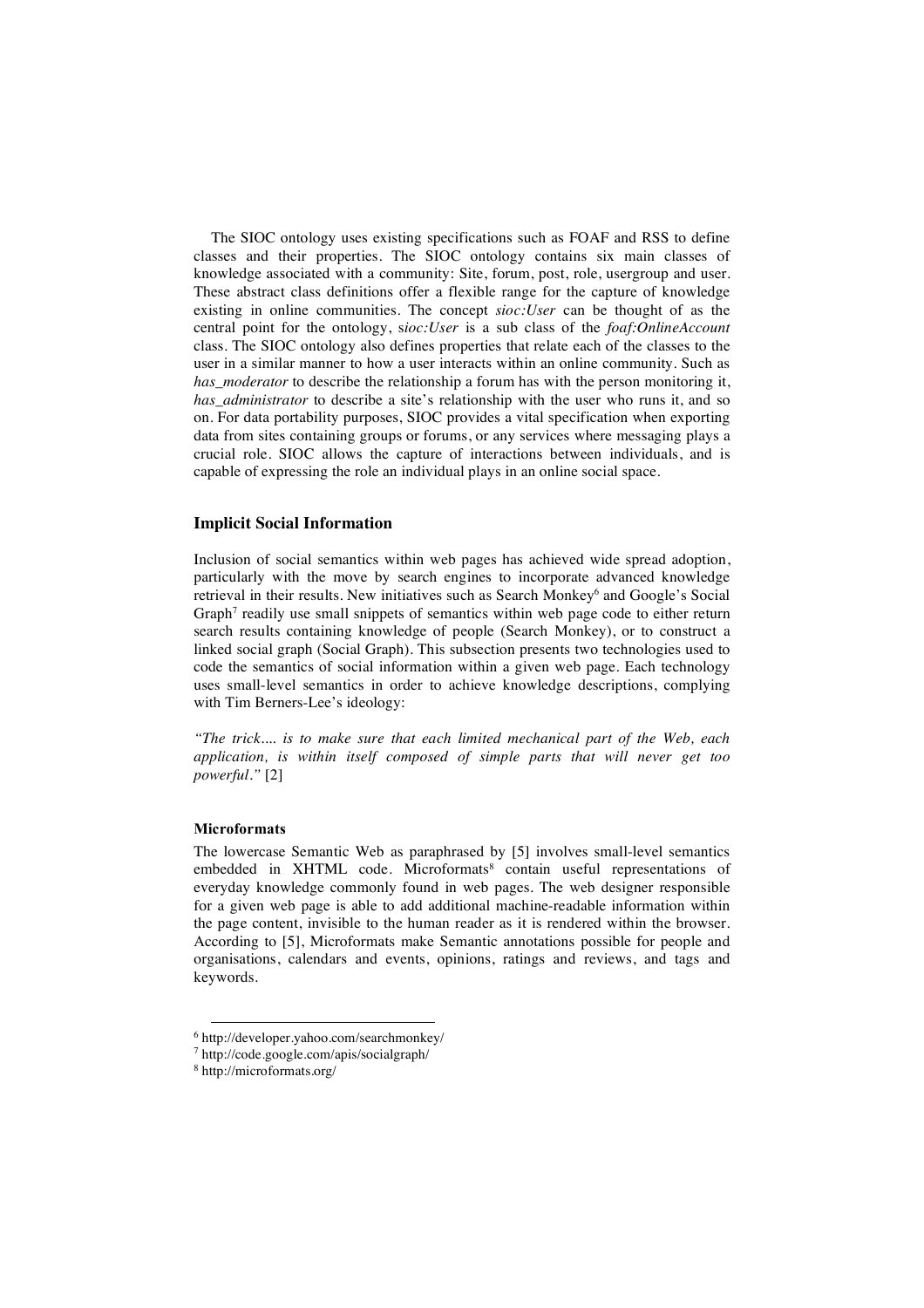The SIOC ontology uses existing specifications such as FOAF and RSS to define classes and their properties. The SIOC ontology contains six main classes of knowledge associated with a community: Site, forum, post, role, usergroup and user. These abstract class definitions offer a flexible range for the capture of knowledge existing in online communities. The concept *sioc:User* can be thought of as the central point for the ontology, s*ioc:User* is a sub class of the *foaf:OnlineAccount* class. The SIOC ontology also defines properties that relate each of the classes to the user in a similar manner to how a user interacts within an online community. Such as *has_moderator* to describe the relationship a forum has with the person monitoring it, *has_administrator* to describe a site's relationship with the user who runs it, and so on. For data portability purposes, SIOC provides a vital specification when exporting data from sites containing groups or forums, or any services where messaging plays a crucial role. SIOC allows the capture of interactions between individuals, and is capable of expressing the role an individual plays in an online social space.

### Implicit Social Information

Inclusion of social semantics within web pages has achieved wide spread adoption, particularly with the move by search engines to incorporate advanced knowledge retrieval in their results. New initiatives such as Search Monkey[6] and Google's Social Graph[7] readily use small snippets of semantics within web page code to either return search results containing knowledge of people (Search Monkey), or to construct a linked social graph (Social Graph). This subsection presents two technologies used to code the semantics of social information within a given web page. Each technology uses small-level semantics in order to achieve knowledge descriptions, complying with Tim Berners-Lee's ideology:

*"The trick.... is to make sure that each limited mechanical part of the Web, each application, is within itself composed of simple parts that will never get too powerful."* [2]

#### Microformats

The lowercase Semantic Web as paraphrased by [5] involves small-level semantics embedded in XHTML code. Microformats[8] contain useful representations of everyday knowledge commonly found in web pages. The web designer responsible for a given web page is able to add additional machine-readable information within the page content, invisible to the human reader as it is rendered within the browser. According to [5], Microformats make Semantic annotations possible for people and organisations, calendars and events, opinions, ratings and reviews, and tags and keywords.

---

[6] http://developer.yahoo.com/searchmonkey/

[7] http://code.google.com/apis/socialgraph/

[8] http://microformats.org/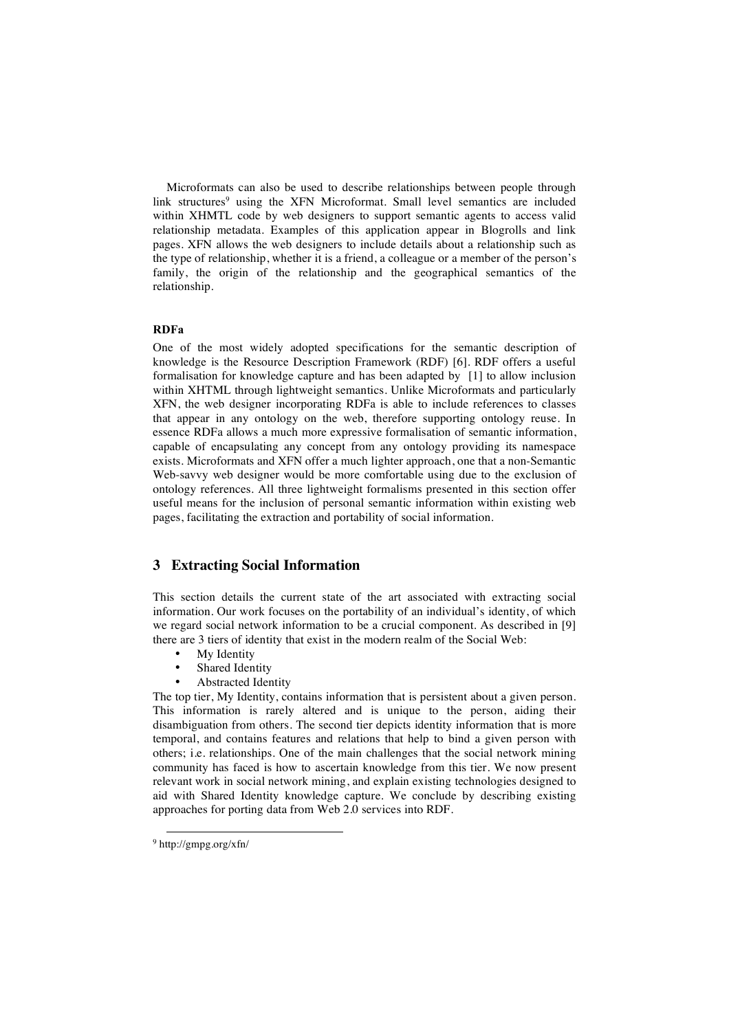Microformats can also be used to describe relationships between people through link structures[9] using the XFN Microformat. Small level semantics are included within XHMTL code by web designers to support semantic agents to access valid relationship metadata. Examples of this application appear in Blogrolls and link pages. XFN allows the web designers to include details about a relationship such as the type of relationship, whether it is a friend, a colleague or a member of the person's family, the origin of the relationship and the geographical semantics of the relationship.

**RDFa**

One of the most widely adopted specifications for the semantic description of knowledge is the Resource Description Framework (RDF) [6]. RDF offers a useful formalisation for knowledge capture and has been adapted by [1] to allow inclusion within XHTML through lightweight semantics. Unlike Microformats and particularly XFN, the web designer incorporating RDFa is able to include references to classes that appear in any ontology on the web, therefore supporting ontology reuse. In essence RDFa allows a much more expressive formalisation of semantic information, capable of encapsulating any concept from any ontology providing its namespace exists. Microformats and XFN offer a much lighter approach, one that a non-Semantic Web-savvy web designer would be more comfortable using due to the exclusion of ontology references. All three lightweight formalisms presented in this section offer useful means for the inclusion of personal semantic information within existing web pages, facilitating the extraction and portability of social information.

## 3 Extracting Social Information

This section details the current state of the art associated with extracting social information. Our work focuses on the portability of an individual's identity, of which we regard social network information to be a crucial component. As described in [9] there are 3 tiers of identity that exist in the modern realm of the Social Web:

- My Identity
- Shared Identity
- Abstracted Identity

The top tier, My Identity, contains information that is persistent about a given person. This information is rarely altered and is unique to the person, aiding their disambiguation from others. The second tier depicts identity information that is more temporal, and contains features and relations that help to bind a given person with others; i.e. relationships. One of the main challenges that the social network mining community has faced is how to ascertain knowledge from this tier. We now present relevant work in social network mining, and explain existing technologies designed to aid with Shared Identity knowledge capture. We conclude by describing existing approaches for porting data from Web 2.0 services into RDF.

[9] http://gmpg.org/xfn/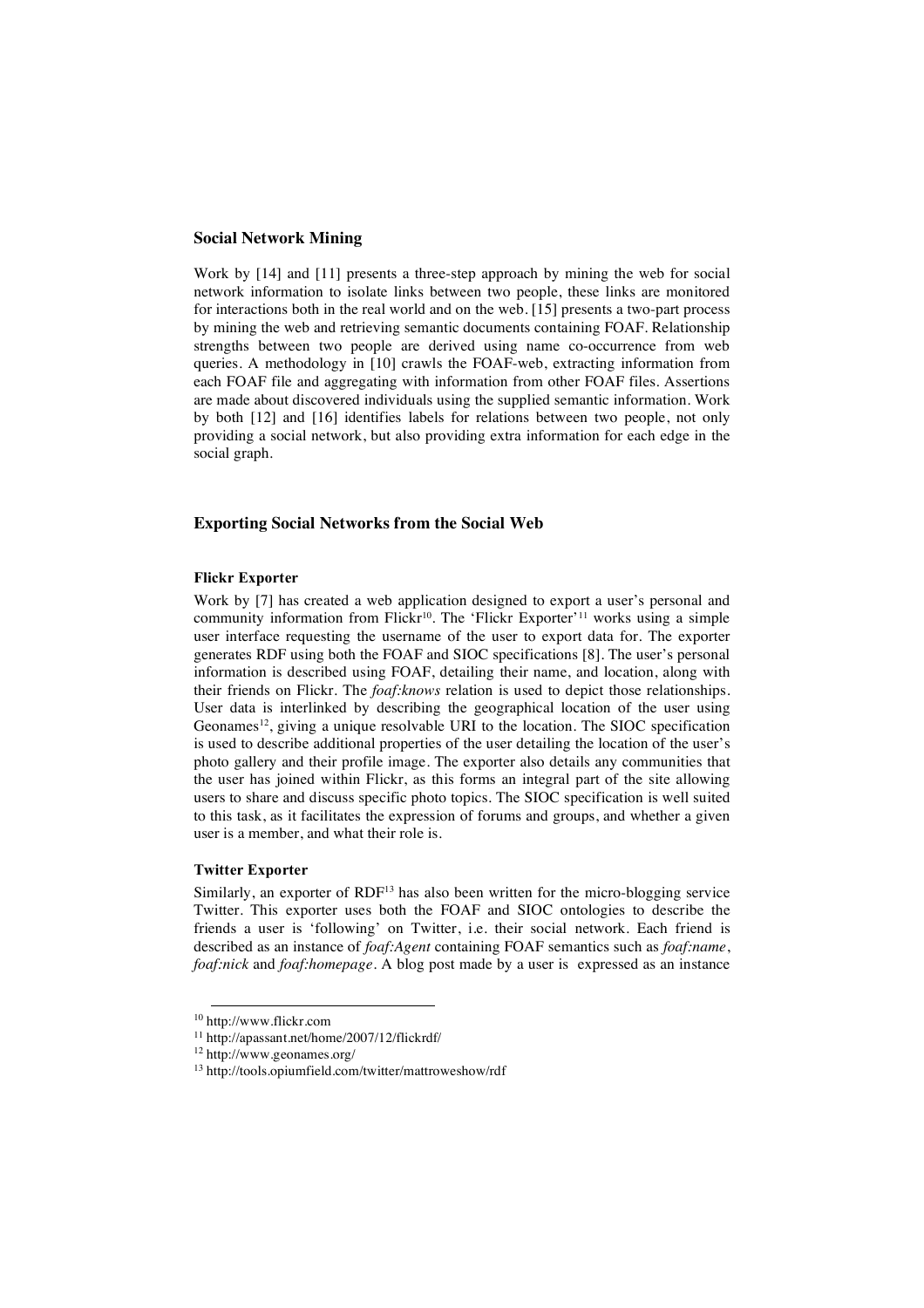### Social Network Mining

Work by [14] and [11] presents a three-step approach by mining the web for social network information to isolate links between two people, these links are monitored for interactions both in the real world and on the web. [15] presents a two-part process by mining the web and retrieving semantic documents containing FOAF. Relationship strengths between two people are derived using name co-occurrence from web queries. A methodology in [10] crawls the FOAF-web, extracting information from each FOAF file and aggregating with information from other FOAF files. Assertions are made about discovered individuals using the supplied semantic information. Work by both [12] and [16] identifies labels for relations between two people, not only providing a social network, but also providing extra information for each edge in the social graph.

### Exporting Social Networks from the Social Web

#### Flickr Exporter

Work by [7] has created a web application designed to export a user's personal and community information from Flickr[10]. The 'Flickr Exporter'[11] works using a simple user interface requesting the username of the user to export data for. The exporter generates RDF using both the FOAF and SIOC specifications [8]. The user's personal information is described using FOAF, detailing their name, and location, along with their friends on Flickr. The *foaf:knows* relation is used to depict those relationships. User data is interlinked by describing the geographical location of the user using Geonames[12], giving a unique resolvable URI to the location. The SIOC specification is used to describe additional properties of the user detailing the location of the user's photo gallery and their profile image. The exporter also details any communities that the user has joined within Flickr, as this forms an integral part of the site allowing users to share and discuss specific photo topics. The SIOC specification is well suited to this task, as it facilitates the expression of forums and groups, and whether a given user is a member, and what their role is.

#### Twitter Exporter

Similarly, an exporter of RDF[13] has also been written for the micro-blogging service Twitter. This exporter uses both the FOAF and SIOC ontologies to describe the friends a user is 'following' on Twitter, i.e. their social network. Each friend is described as an instance of *foaf:Agent* containing FOAF semantics such as *foaf:name*, *foaf:nick* and *foaf:homepage*. A blog post made by a user is expressed as an instance

---

[10] http://www.flickr.com

[11] http://apassant.net/home/2007/12/flickrdf/

[12] http://www.geonames.org/

[13] http://tools.opiumfield.com/twitter/mattroweshow/rdf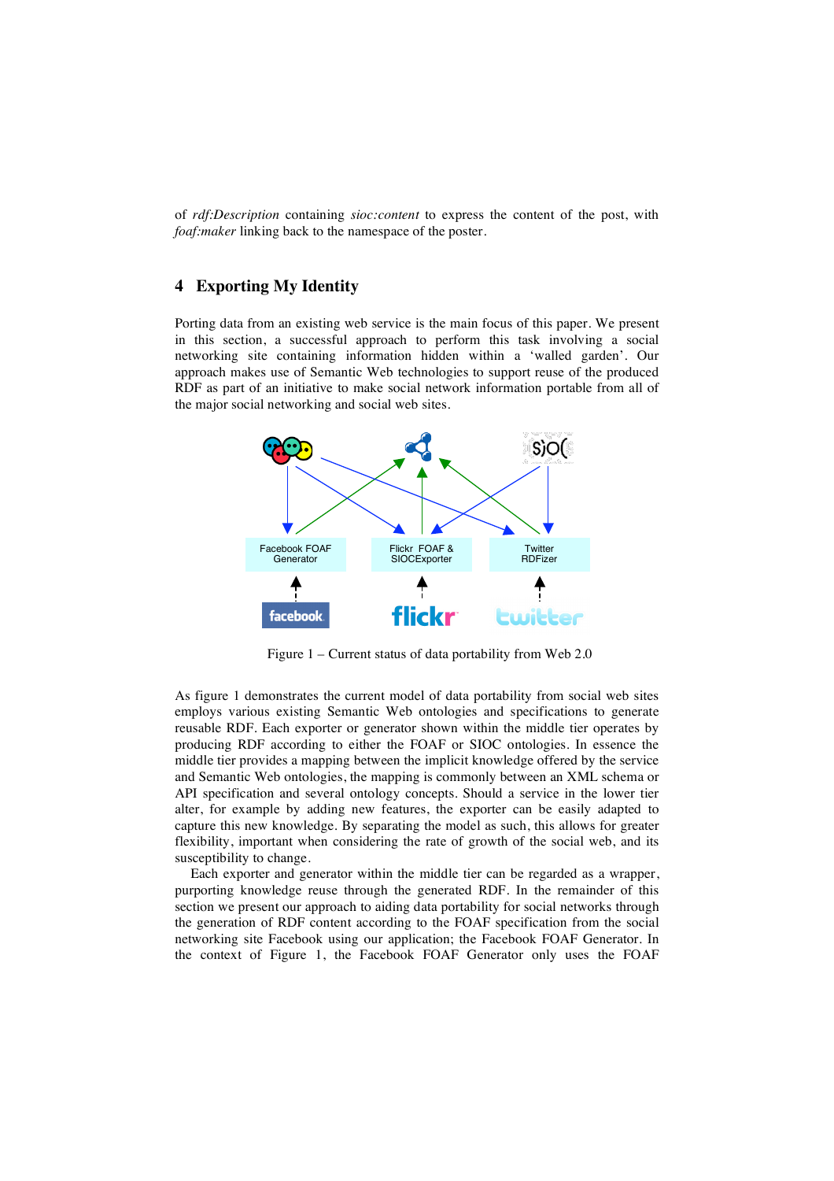of *rdf:Description* containing *sioc:content* to express the content of the post, with *foaf:maker* linking back to the namespace of the poster.

## 4 Exporting My Identity

Porting data from an existing web service is the main focus of this paper. We present in this section, a successful approach to perform this task involving a social networking site containing information hidden within a 'walled garden'. Our approach makes use of Semantic Web technologies to support reuse of the produced RDF as part of an initiative to make social network information portable from all of the major social networking and social web sites.

Figure 1 – Current status of data portability from Web 2.0

As figure 1 demonstrates the current model of data portability from social web sites employs various existing Semantic Web ontologies and specifications to generate reusable RDF. Each exporter or generator shown within the middle tier operates by producing RDF according to either the FOAF or SIOC ontologies. In essence the middle tier provides a mapping between the implicit knowledge offered by the service and Semantic Web ontologies, the mapping is commonly between an XML schema or API specification and several ontology concepts. Should a service in the lower tier alter, for example by adding new features, the exporter can be easily adapted to capture this new knowledge. By separating the model as such, this allows for greater flexibility, important when considering the rate of growth of the social web, and its susceptibility to change.

Each exporter and generator within the middle tier can be regarded as a wrapper, purporting knowledge reuse through the generated RDF. In the remainder of this section we present our approach to aiding data portability for social networks through the generation of RDF content according to the FOAF specification from the social networking site Facebook using our application; the Facebook FOAF Generator. In the context of Figure 1, the Facebook FOAF Generator only uses the FOAF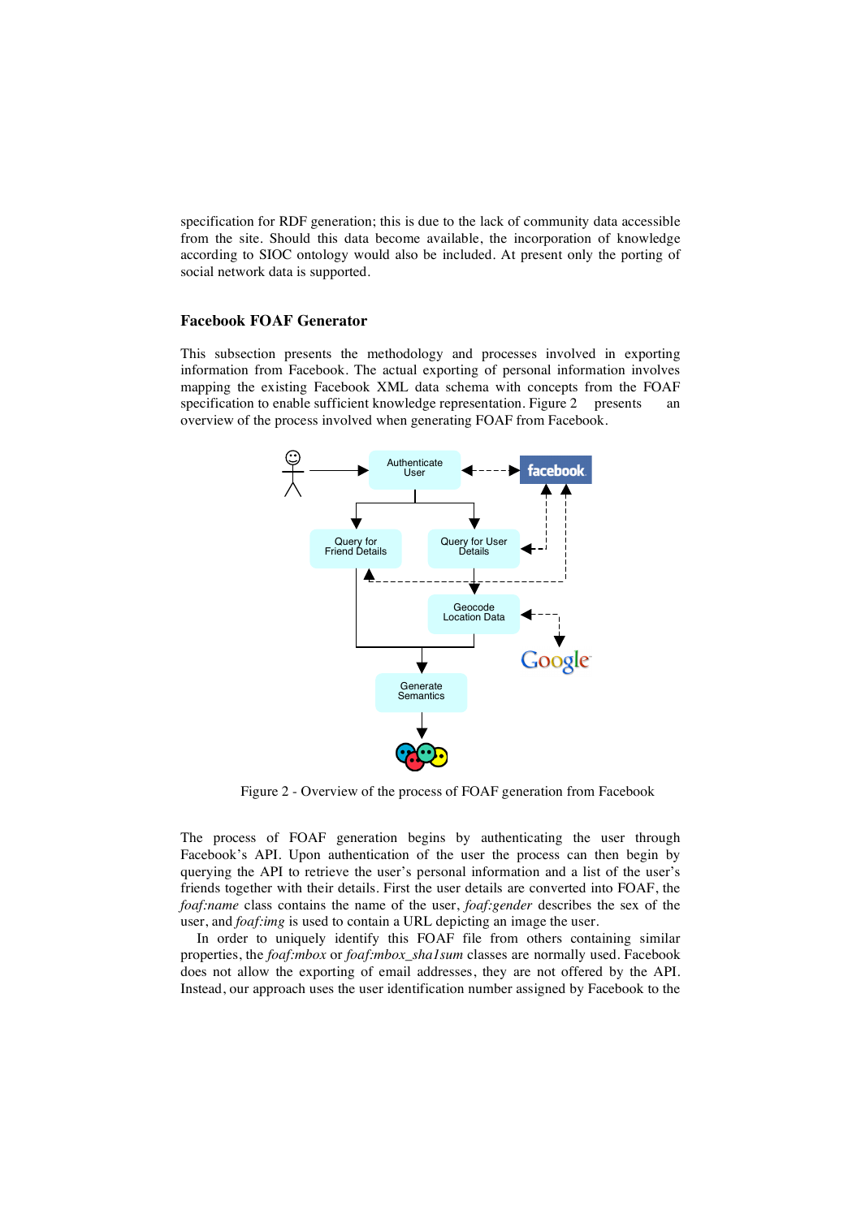specification for RDF generation; this is due to the lack of community data accessible from the site. Should this data become available, the incorporation of knowledge according to SIOC ontology would also be included. At present only the porting of social network data is supported.

### Facebook FOAF Generator

This subsection presents the methodology and processes involved in exporting information from Facebook. The actual exporting of personal information involves mapping the existing Facebook XML data schema with concepts from the FOAF specification to enable sufficient knowledge representation. Figure 2 presents an overview of the process involved when generating FOAF from Facebook.

Figure 2 - Overview of the process of FOAF generation from Facebook

The process of FOAF generation begins by authenticating the user through Facebook's API. Upon authentication of the user the process can then begin by querying the API to retrieve the user's personal information and a list of the user's friends together with their details. First the user details are converted into FOAF, the *foaf:name* class contains the name of the user, *foaf:gender* describes the sex of the user, and *foaf:img* is used to contain a URL depicting an image the user.

In order to uniquely identify this FOAF file from others containing similar properties, the *foaf:mbox* or *foaf:mbox_sha1sum* classes are normally used. Facebook does not allow the exporting of email addresses, they are not offered by the API. Instead, our approach uses the user identification number assigned by Facebook to the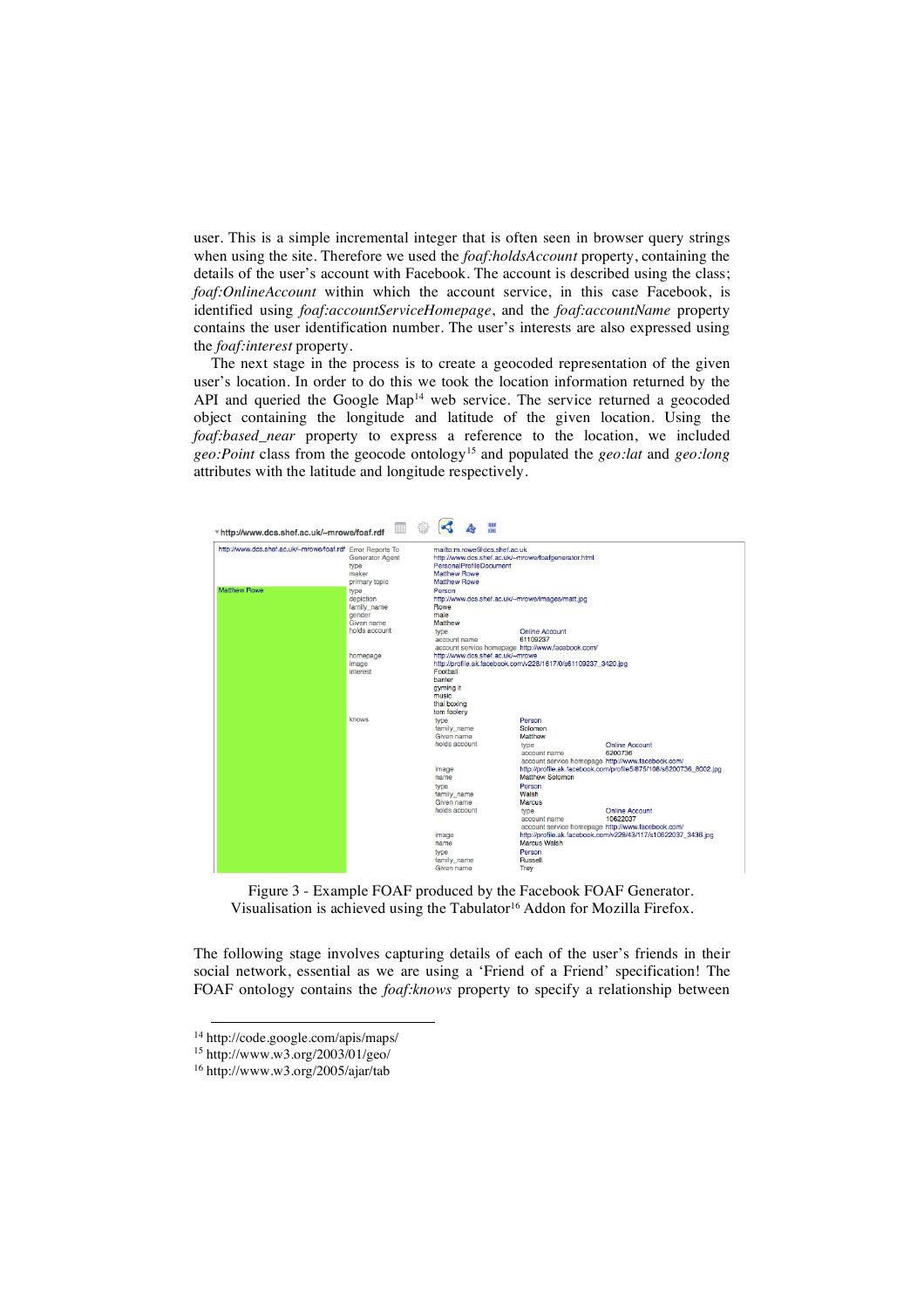user. This is a simple incremental integer that is often seen in browser query strings when using the site. Therefore we used the *foaf:holdsAccount* property, containing the details of the user's account with Facebook. The account is described using the class; *foaf:OnlineAccount* within which the account service, in this case Facebook, is identified using *foaf:accountServiceHomepage*, and the *foaf:accountName* property contains the user identification number. The user's interests are also expressed using the *foaf:interest* property.

The next stage in the process is to create a geocoded representation of the given user's location. In order to do this we took the location information returned by the API and queried the Google Map[14] web service. The service returned a geocoded object containing the longitude and latitude of the given location. Using the *foaf:based_near* property to express a reference to the location, we included *geo:Point* class from the geocode ontology[15] and populated the *geo:lat* and *geo:long* attributes with the latitude and longitude respectively.

Figure 3 - Example FOAF produced by the Facebook FOAF Generator. Visualisation is achieved using the Tabulator[16] Addon for Mozilla Firefox.

The following stage involves capturing details of each of the user's friends in their social network, essential as we are using a 'Friend of a Friend' specification! The FOAF ontology contains the *foaf:knows* property to specify a relationship between

[14] http://code.google.com/apis/maps/
[15] http://www.w3.org/2003/01/geo/
[16] http://www.w3.org/2005/ajar/tab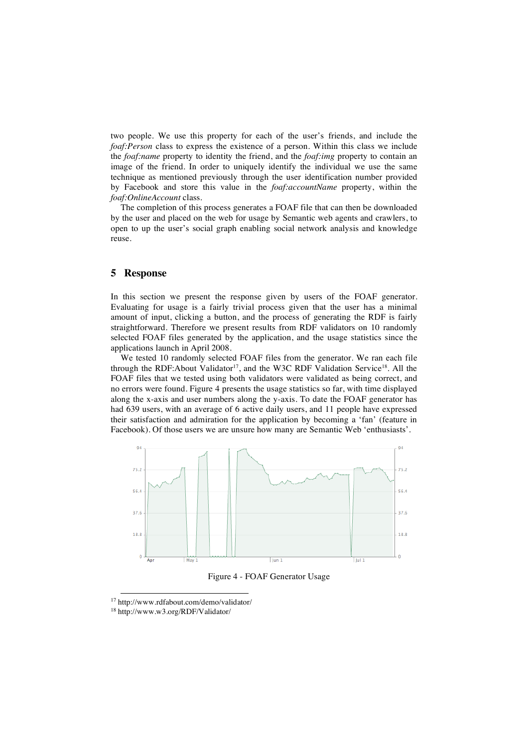two people. We use this property for each of the user's friends, and include the *foaf:Person* class to express the existence of a person. Within this class we include the *foaf:name* property to identity the friend, and the *foaf:img* property to contain an image of the friend. In order to uniquely identify the individual we use the same technique as mentioned previously through the user identification number provided by Facebook and store this value in the *foaf:accountName* property, within the *foaf:OnlineAccount* class.

The completion of this process generates a FOAF file that can then be downloaded by the user and placed on the web for usage by Semantic web agents and crawlers, to open to up the user's social graph enabling social network analysis and knowledge reuse.

## 5 Response

In this section we present the response given by users of the FOAF generator. Evaluating for usage is a fairly trivial process given that the user has a minimal amount of input, clicking a button, and the process of generating the RDF is fairly straightforward. Therefore we present results from RDF validators on 10 randomly selected FOAF files generated by the application, and the usage statistics since the applications launch in April 2008.

We tested 10 randomly selected FOAF files from the generator. We ran each file through the RDF:About Validator[17], and the W3C RDF Validation Service[18]. All the FOAF files that we tested using both validators were validated as being correct, and no errors were found. Figure 4 presents the usage statistics so far, with time displayed along the x-axis and user numbers along the y-axis. To date the FOAF generator has had 639 users, with an average of 6 active daily users, and 11 people have expressed their satisfaction and admiration for the application by becoming a 'fan' (feature in Facebook). Of those users we are unsure how many are Semantic Web 'enthusiasts'.

Figure 4 - FOAF Generator Usage

[17] http://www.rdfabout.com/demo/validator/

[18] http://www.w3.org/RDF/Validator/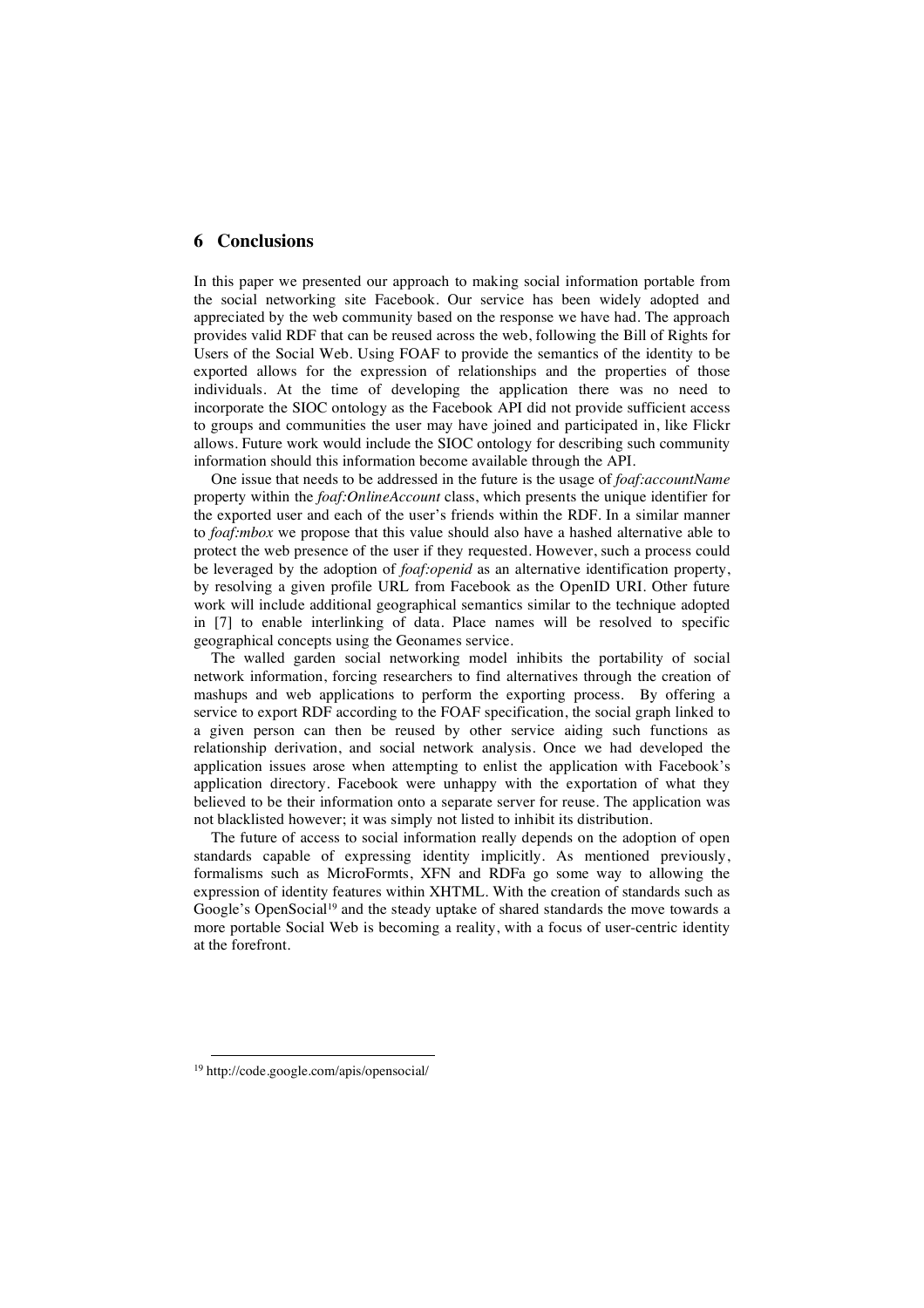## 6 Conclusions

In this paper we presented our approach to making social information portable from the social networking site Facebook. Our service has been widely adopted and appreciated by the web community based on the response we have had. The approach provides valid RDF that can be reused across the web, following the Bill of Rights for Users of the Social Web. Using FOAF to provide the semantics of the identity to be exported allows for the expression of relationships and the properties of those individuals. At the time of developing the application there was no need to incorporate the SIOC ontology as the Facebook API did not provide sufficient access to groups and communities the user may have joined and participated in, like Flickr allows. Future work would include the SIOC ontology for describing such community information should this information become available through the API.

One issue that needs to be addressed in the future is the usage of *foaf:accountName* property within the *foaf:OnlineAccount* class, which presents the unique identifier for the exported user and each of the user's friends within the RDF. In a similar manner to *foaf:mbox* we propose that this value should also have a hashed alternative able to protect the web presence of the user if they requested. However, such a process could be leveraged by the adoption of *foaf:openid* as an alternative identification property, by resolving a given profile URL from Facebook as the OpenID URI. Other future work will include additional geographical semantics similar to the technique adopted in [7] to enable interlinking of data. Place names will be resolved to specific geographical concepts using the Geonames service.

The walled garden social networking model inhibits the portability of social network information, forcing researchers to find alternatives through the creation of mashups and web applications to perform the exporting process. By offering a service to export RDF according to the FOAF specification, the social graph linked to a given person can then be reused by other service aiding such functions as relationship derivation, and social network analysis. Once we had developed the application issues arose when attempting to enlist the application with Facebook's application directory. Facebook were unhappy with the exportation of what they believed to be their information onto a separate server for reuse. The application was not blacklisted however; it was simply not listed to inhibit its distribution.

The future of access to social information really depends on the adoption of open standards capable of expressing identity implicitly. As mentioned previously, formalisms such as MicroFormts, XFN and RDFa go some way to allowing the expression of identity features within XHTML. With the creation of standards such as Google's OpenSocial[19] and the steady uptake of shared standards the move towards a more portable Social Web is becoming a reality, with a focus of user-centric identity at the forefront.

[19] http://code.google.com/apis/opensocial/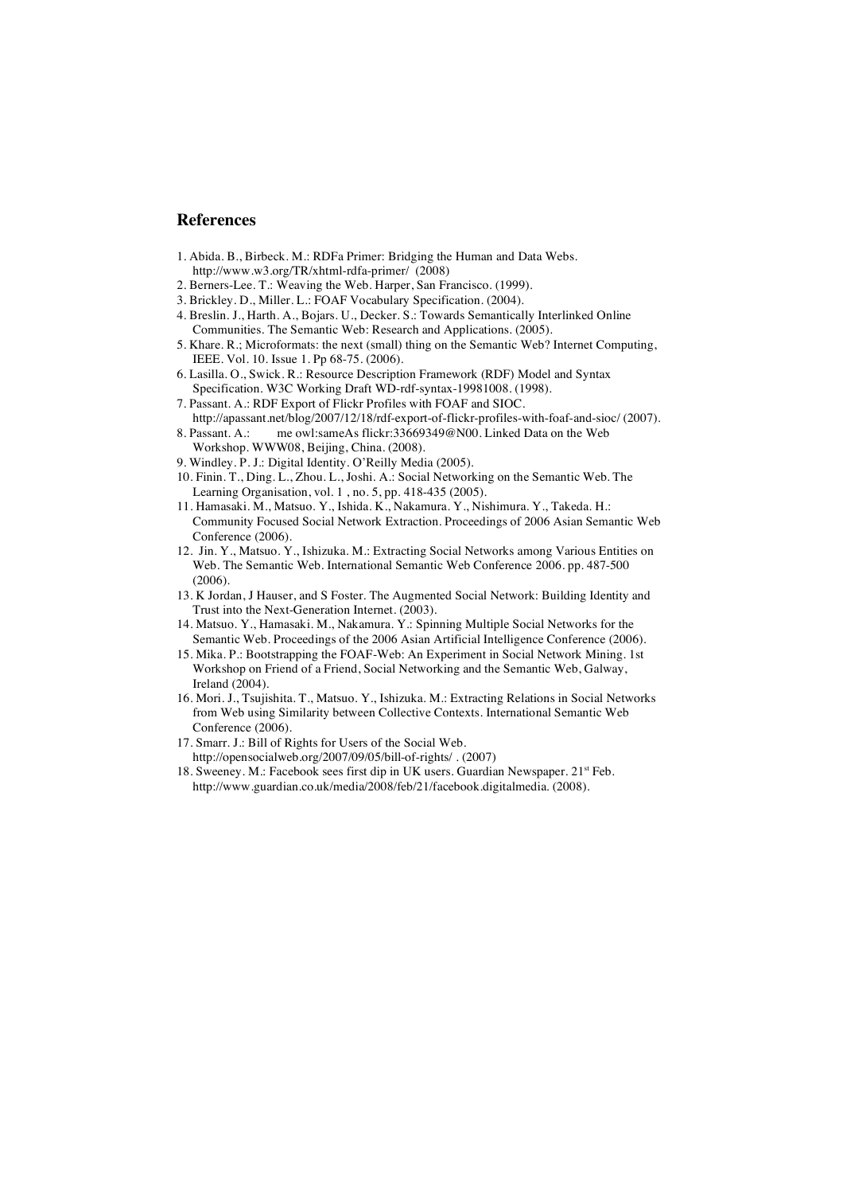## References

1. Abida. B., Birbeck. M.: RDFa Primer: Bridging the Human and Data Webs. http://www.w3.org/TR/xhtml-rdfa-primer/ (2008)
2. Berners-Lee. T.: Weaving the Web. Harper, San Francisco. (1999).
3. Brickley. D., Miller. L.: FOAF Vocabulary Specification. (2004).
4. Breslin. J., Harth. A., Bojars. U., Decker. S.: Towards Semantically Interlinked Online Communities. The Semantic Web: Research and Applications. (2005).
5. Khare. R.; Microformats: the next (small) thing on the Semantic Web? Internet Computing, IEEE. Vol. 10. Issue 1. Pp 68-75. (2006).
6. Lasilla. O., Swick. R.: Resource Description Framework (RDF) Model and Syntax Specification. W3C Working Draft WD-rdf-syntax-19981008. (1998).
7. Passant. A.: RDF Export of Flickr Profiles with FOAF and SIOC. http://apassant.net/blog/2007/12/18/rdf-export-of-flickr-profiles-with-foaf-and-sioc/ (2007).
8. Passant. A.: me owl:sameAs flickr:33669349@N00. Linked Data on the Web Workshop. WWW08, Beijing, China. (2008).
9. Windley. P. J.: Digital Identity. O'Reilly Media (2005).
10. Finin. T., Ding. L., Zhou. L., Joshi. A.: Social Networking on the Semantic Web. The Learning Organisation, vol. 1 , no. 5, pp. 418-435 (2005).
11. Hamasaki. M., Matsuo. Y., Ishida. K., Nakamura. Y., Nishimura. Y., Takeda. H.: Community Focused Social Network Extraction. Proceedings of 2006 Asian Semantic Web Conference (2006).
12. Jin. Y., Matsuo. Y., Ishizuka. M.: Extracting Social Networks among Various Entities on Web. The Semantic Web. International Semantic Web Conference 2006. pp. 487-500 (2006).
13. K Jordan, J Hauser, and S Foster. The Augmented Social Network: Building Identity and Trust into the Next-Generation Internet. (2003).
14. Matsuo. Y., Hamasaki. M., Nakamura. Y.: Spinning Multiple Social Networks for the Semantic Web. Proceedings of the 2006 Asian Artificial Intelligence Conference (2006).
15. Mika. P.: Bootstrapping the FOAF-Web: An Experiment in Social Network Mining. 1st Workshop on Friend of a Friend, Social Networking and the Semantic Web, Galway, Ireland (2004).
16. Mori. J., Tsujishita. T., Matsuo. Y., Ishizuka. M.: Extracting Relations in Social Networks from Web using Similarity between Collective Contexts. International Semantic Web Conference (2006).
17. Smarr. J.: Bill of Rights for Users of the Social Web. http://opensocialweb.org/2007/09/05/bill-of-rights/ . (2007)
18. Sweeney. M.: Facebook sees first dip in UK users. Guardian Newspaper. 21st Feb. http://www.guardian.co.uk/media/2008/feb/21/facebook.digitalmedia. (2008).